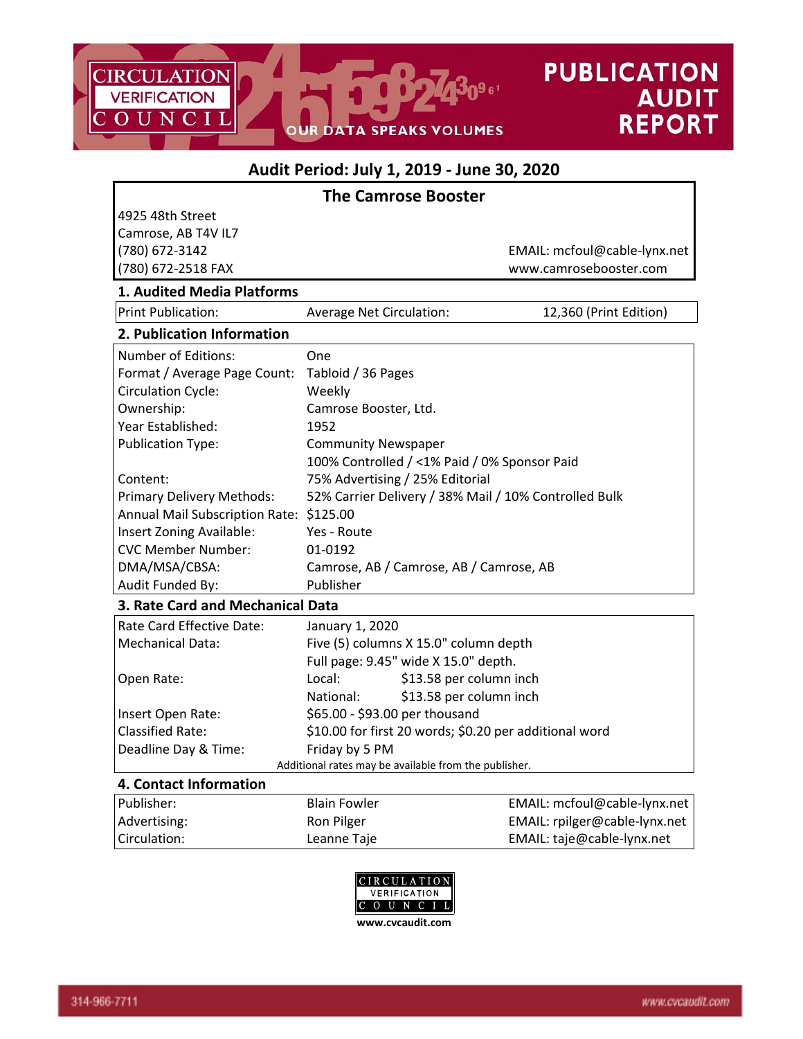# CIRCULATION VERIFICATION COUNCIL

OUR DATA SPEAKS VOLUMES

# PUBLICATION AUDIT REPORT

## Audit Period: July 1, 2019 - June 30, 2020

### The Camrose Booster

4925 48th Street
Camrose, AB T4V IL7
(780) 672-3142
(780) 672-2518 FAX

EMAIL: mcfoul@cable-lynx.net
www.camrosebooster.com

### 1. Audited Media Platforms

| Print Publication: | Average Net Circulation: | 12,360 (Print Edition) |
|---|---|---|

### 2. Publication Information

| | |
|---|---|
| Number of Editions: | One |
| Format / Average Page Count: | Tabloid / 36 Pages |
| Circulation Cycle: | Weekly |
| Ownership: | Camrose Booster, Ltd. |
| Year Established: | 1952 |
| Publication Type: | Community Newspaper |
| | 100% Controlled / <1% Paid / 0% Sponsor Paid |
| Content: | 75% Advertising / 25% Editorial |
| Primary Delivery Methods: | 52% Carrier Delivery / 38% Mail / 10% Controlled Bulk |
| Annual Mail Subscription Rate: | $125.00 |
| Insert Zoning Available: | Yes - Route |
| CVC Member Number: | 01-0192 |
| DMA/MSA/CBSA: | Camrose, AB / Camrose, AB / Camrose, AB |
| Audit Funded By: | Publisher |

### 3. Rate Card and Mechanical Data

| | | |
|---|---|---|
| Rate Card Effective Date: | January 1, 2020 | |
| Mechanical Data: | Five (5) columns X 15.0" column depth | |
| | Full page: 9.45" wide X 15.0" depth. | |
| Open Rate: | Local: | $13.58 per column inch |
| | National: | $13.58 per column inch |
| Insert Open Rate: | $65.00 - $93.00 per thousand | |
| Classified Rate: | $10.00 for first 20 words; $0.20 per additional word | |
| Deadline Day & Time: | Friday by 5 PM | |

Additional rates may be available from the publisher.

### 4. Contact Information

| | | |
|---|---|---|
| Publisher: | Blain Fowler | EMAIL: mcfoul@cable-lynx.net |
| Advertising: | Ron Pilger | EMAIL: rpilger@cable-lynx.net |
| Circulation: | Leanne Taje | EMAIL: taje@cable-lynx.net |

CIRCULATION VERIFICATION COUNCIL
www.cvcaudit.com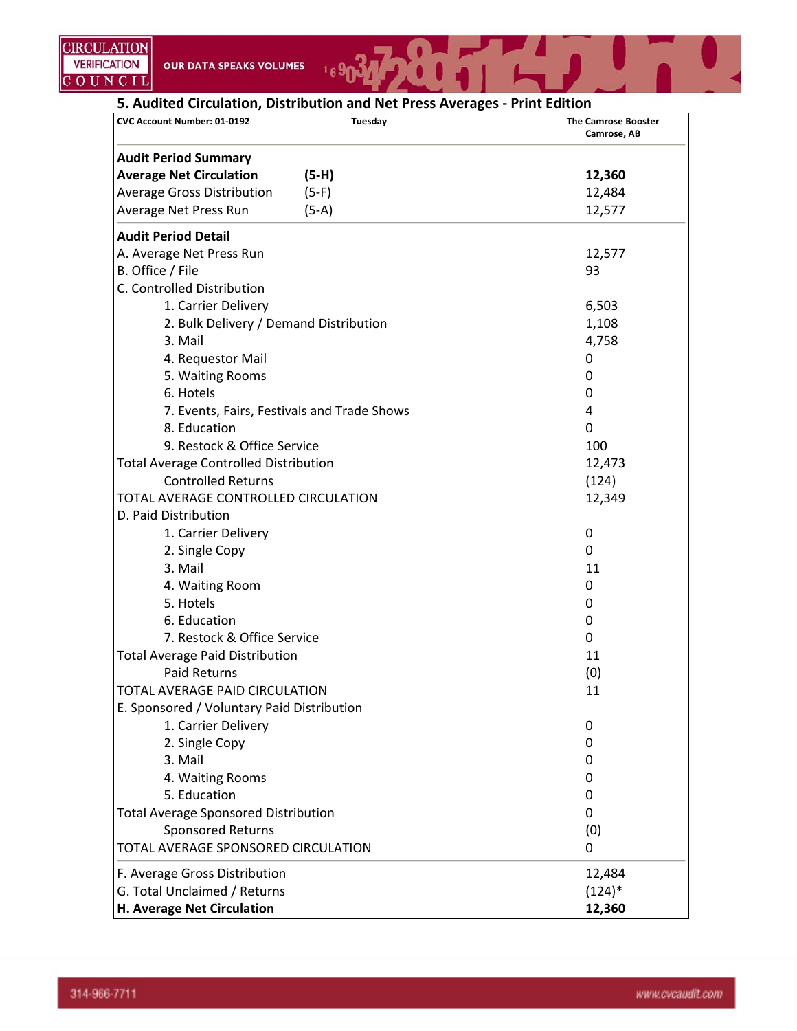## 5. Audited Circulation, Distribution and Net Press Averages - Print Edition

| CVC Account Number: 01-0192 | Tuesday | The Camrose Booster Camrose, AB |
|---|---|---|
| **Audit Period Summary** | | |
| **Average Net Circulation** | **(5-H)** | **12,360** |
| Average Gross Distribution | (5-F) | 12,484 |
| Average Net Press Run | (5-A) | 12,577 |
| **Audit Period Detail** | | |
| A. Average Net Press Run | | 12,577 |
| B. Office / File | | 93 |
| C. Controlled Distribution | | |
| 1. Carrier Delivery | | 6,503 |
| 2. Bulk Delivery / Demand Distribution | | 1,108 |
| 3. Mail | | 4,758 |
| 4. Requestor Mail | | 0 |
| 5. Waiting Rooms | | 0 |
| 6. Hotels | | 0 |
| 7. Events, Fairs, Festivals and Trade Shows | | 4 |
| 8. Education | | 0 |
| 9. Restock & Office Service | | 100 |
| Total Average Controlled Distribution | | 12,473 |
| Controlled Returns | | (124) |
| TOTAL AVERAGE CONTROLLED CIRCULATION | | 12,349 |
| D. Paid Distribution | | |
| 1. Carrier Delivery | | 0 |
| 2. Single Copy | | 0 |
| 3. Mail | | 11 |
| 4. Waiting Room | | 0 |
| 5. Hotels | | 0 |
| 6. Education | | 0 |
| 7. Restock & Office Service | | 0 |
| Total Average Paid Distribution | | 11 |
| Paid Returns | | (0) |
| TOTAL AVERAGE PAID CIRCULATION | | 11 |
| E. Sponsored / Voluntary Paid Distribution | | |
| 1. Carrier Delivery | | 0 |
| 2. Single Copy | | 0 |
| 3. Mail | | 0 |
| 4. Waiting Rooms | | 0 |
| 5. Education | | 0 |
| Total Average Sponsored Distribution | | 0 |
| Sponsored Returns | | (0) |
| TOTAL AVERAGE SPONSORED CIRCULATION | | 0 |
| F. Average Gross Distribution | | 12,484 |
| G. Total Unclaimed / Returns | | (124)* |
| **H. Average Net Circulation** | | **12,360** |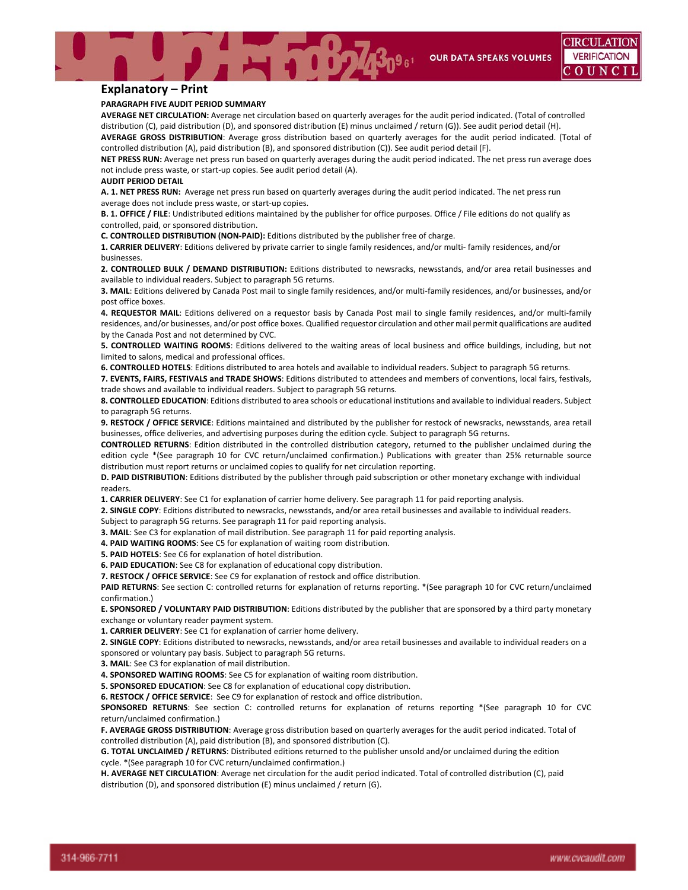# Explanatory – Print

**PARAGRAPH FIVE AUDIT PERIOD SUMMARY**

**AVERAGE NET CIRCULATION:** Average net circulation based on quarterly averages for the audit period indicated. (Total of controlled distribution (C), paid distribution (D), and sponsored distribution (E) minus unclaimed / return (G)). See audit period detail (H).

**AVERAGE GROSS DISTRIBUTION**: Average gross distribution based on quarterly averages for the audit period indicated. (Total of controlled distribution (A), paid distribution (B), and sponsored distribution (C)). See audit period detail (F).

**NET PRESS RUN:** Average net press run based on quarterly averages during the audit period indicated. The net press run average does not include press waste, or start-up copies. See audit period detail (A).

**AUDIT PERIOD DETAIL**

**A. 1. NET PRESS RUN:** Average net press run based on quarterly averages during the audit period indicated. The net press run average does not include press waste, or start-up copies.

**B. 1. OFFICE / FILE**: Undistributed editions maintained by the publisher for office purposes. Office / File editions do not qualify as controlled, paid, or sponsored distribution.

**C. CONTROLLED DISTRIBUTION (NON-PAID):** Editions distributed by the publisher free of charge.

**1. CARRIER DELIVERY**: Editions delivered by private carrier to single family residences, and/or multi- family residences, and/or businesses.

**2. CONTROLLED BULK / DEMAND DISTRIBUTION:** Editions distributed to newsracks, newsstands, and/or area retail businesses and available to individual readers. Subject to paragraph 5G returns.

**3. MAIL**: Editions delivered by Canada Post mail to single family residences, and/or multi-family residences, and/or businesses, and/or post office boxes.

**4. REQUESTOR MAIL**: Editions delivered on a requestor basis by Canada Post mail to single family residences, and/or multi-family residences, and/or businesses, and/or post office boxes. Qualified requestor circulation and other mail permit qualifications are audited by the Canada Post and not determined by CVC.

**5. CONTROLLED WAITING ROOMS**: Editions delivered to the waiting areas of local business and office buildings, including, but not limited to salons, medical and professional offices.

**6. CONTROLLED HOTELS**: Editions distributed to area hotels and available to individual readers. Subject to paragraph 5G returns.

**7. EVENTS, FAIRS, FESTIVALS and TRADE SHOWS**: Editions distributed to attendees and members of conventions, local fairs, festivals, trade shows and available to individual readers. Subject to paragraph 5G returns.

**8. CONTROLLED EDUCATION**: Editions distributed to area schools or educational institutions and available to individual readers. Subject to paragraph 5G returns.

**9. RESTOCK / OFFICE SERVICE**: Editions maintained and distributed by the publisher for restock of newsracks, newsstands, area retail businesses, office deliveries, and advertising purposes during the edition cycle. Subject to paragraph 5G returns.

**CONTROLLED RETURNS**: Edition distributed in the controlled distribution category, returned to the publisher unclaimed during the edition cycle *(See paragraph 10 for CVC return/unclaimed confirmation.) Publications with greater than 25% returnable source distribution must report returns or unclaimed copies to qualify for net circulation reporting.

**D. PAID DISTRIBUTION**: Editions distributed by the publisher through paid subscription or other monetary exchange with individual readers.

**1. CARRIER DELIVERY**: See C1 for explanation of carrier home delivery. See paragraph 11 for paid reporting analysis.

**2. SINGLE COPY**: Editions distributed to newsracks, newsstands, and/or area retail businesses and available to individual readers. Subject to paragraph 5G returns. See paragraph 11 for paid reporting analysis.

**3. MAIL**: See C3 for explanation of mail distribution. See paragraph 11 for paid reporting analysis.

**4. PAID WAITING ROOMS**: See C5 for explanation of waiting room distribution.

**5. PAID HOTELS**: See C6 for explanation of hotel distribution.

**6. PAID EDUCATION**: See C8 for explanation of educational copy distribution.

**7. RESTOCK / OFFICE SERVICE**: See C9 for explanation of restock and office distribution.

**PAID RETURNS**: See section C: controlled returns for explanation of returns reporting. *(See paragraph 10 for CVC return/unclaimed confirmation.)

**E. SPONSORED / VOLUNTARY PAID DISTRIBUTION**: Editions distributed by the publisher that are sponsored by a third party monetary exchange or voluntary reader payment system.

**1. CARRIER DELIVERY**: See C1 for explanation of carrier home delivery.

**2. SINGLE COPY**: Editions distributed to newsracks, newsstands, and/or area retail businesses and available to individual readers on a sponsored or voluntary pay basis. Subject to paragraph 5G returns.

**3. MAIL**: See C3 for explanation of mail distribution.

**4. SPONSORED WAITING ROOMS**: See C5 for explanation of waiting room distribution.

**5. SPONSORED EDUCATION**: See C8 for explanation of educational copy distribution.

**6. RESTOCK / OFFICE SERVICE**: See C9 for explanation of restock and office distribution.

**SPONSORED RETURNS**: See section C: controlled returns for explanation of returns reporting *(See paragraph 10 for CVC return/unclaimed confirmation.)

**F. AVERAGE GROSS DISTRIBUTION**: Average gross distribution based on quarterly averages for the audit period indicated. Total of controlled distribution (A), paid distribution (B), and sponsored distribution (C).

**G. TOTAL UNCLAIMED / RETURNS**: Distributed editions returned to the publisher unsold and/or unclaimed during the edition cycle. *(See paragraph 10 for CVC return/unclaimed confirmation.)

**H. AVERAGE NET CIRCULATION**: Average net circulation for the audit period indicated. Total of controlled distribution (C), paid distribution (D), and sponsored distribution (E) minus unclaimed / return (G).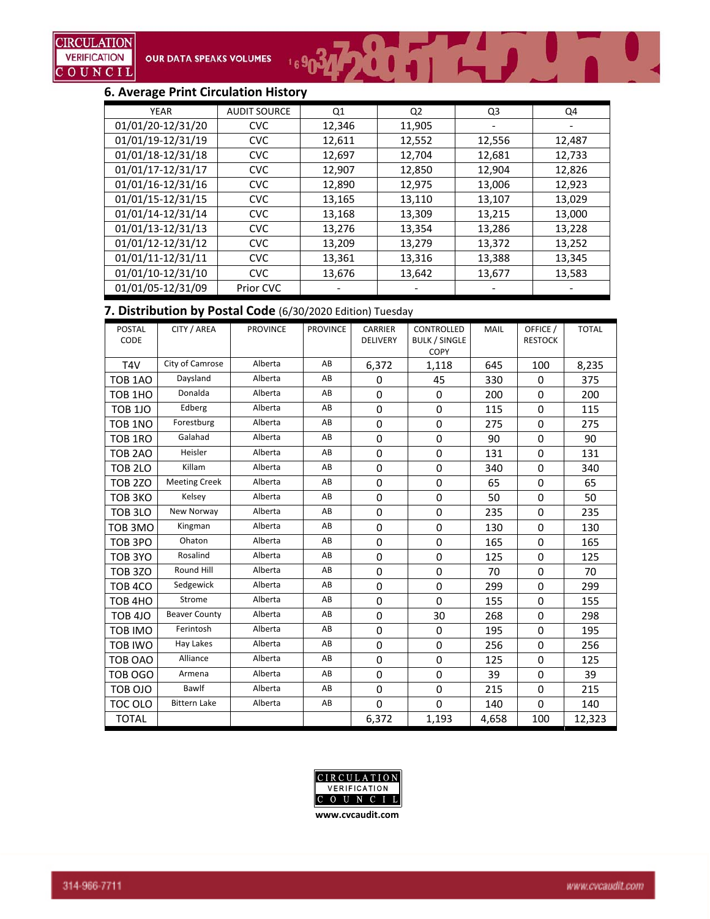## 6. Average Print Circulation History

| YEAR | AUDIT SOURCE | Q1 | Q2 | Q3 | Q4 |
|---|---|---|---|---|---|
| 01/01/20-12/31/20 | CVC | 12,346 | 11,905 | - | - |
| 01/01/19-12/31/19 | CVC | 12,611 | 12,552 | 12,556 | 12,487 |
| 01/01/18-12/31/18 | CVC | 12,697 | 12,704 | 12,681 | 12,733 |
| 01/01/17-12/31/17 | CVC | 12,907 | 12,850 | 12,904 | 12,826 |
| 01/01/16-12/31/16 | CVC | 12,890 | 12,975 | 13,006 | 12,923 |
| 01/01/15-12/31/15 | CVC | 13,165 | 13,110 | 13,107 | 13,029 |
| 01/01/14-12/31/14 | CVC | 13,168 | 13,309 | 13,215 | 13,000 |
| 01/01/13-12/31/13 | CVC | 13,276 | 13,354 | 13,286 | 13,228 |
| 01/01/12-12/31/12 | CVC | 13,209 | 13,279 | 13,372 | 13,252 |
| 01/01/11-12/31/11 | CVC | 13,361 | 13,316 | 13,388 | 13,345 |
| 01/01/10-12/31/10 | CVC | 13,676 | 13,642 | 13,677 | 13,583 |
| 01/01/05-12/31/09 | Prior CVC | - | - | - | - |

## 7. Distribution by Postal Code (6/30/2020 Edition) Tuesday

| POSTAL CODE | CITY / AREA | PROVINCE | PROVINCE | CARRIER DELIVERY | CONTROLLED BULK / SINGLE COPY | MAIL | OFFICE / RESTOCK | TOTAL |
|---|---|---|---|---|---|---|---|---|
| T4V | City of Camrose | Alberta | AB | 6,372 | 1,118 | 645 | 100 | 8,235 |
| TOB 1AO | Daysland | Alberta | AB | 0 | 45 | 330 | 0 | 375 |
| TOB 1HO | Donalda | Alberta | AB | 0 | 0 | 200 | 0 | 200 |
| TOB 1JO | Edberg | Alberta | AB | 0 | 0 | 115 | 0 | 115 |
| TOB 1NO | Forestburg | Alberta | AB | 0 | 0 | 275 | 0 | 275 |
| TOB 1RO | Galahad | Alberta | AB | 0 | 0 | 90 | 0 | 90 |
| TOB 2AO | Heisler | Alberta | AB | 0 | 0 | 131 | 0 | 131 |
| TOB 2LO | Killam | Alberta | AB | 0 | 0 | 340 | 0 | 340 |
| TOB 2ZO | Meeting Creek | Alberta | AB | 0 | 0 | 65 | 0 | 65 |
| TOB 3KO | Kelsey | Alberta | AB | 0 | 0 | 50 | 0 | 50 |
| TOB 3LO | New Norway | Alberta | AB | 0 | 0 | 235 | 0 | 235 |
| TOB 3MO | Kingman | Alberta | AB | 0 | 0 | 130 | 0 | 130 |
| TOB 3PO | Ohaton | Alberta | AB | 0 | 0 | 165 | 0 | 165 |
| TOB 3YO | Rosalind | Alberta | AB | 0 | 0 | 125 | 0 | 125 |
| TOB 3ZO | Round Hill | Alberta | AB | 0 | 0 | 70 | 0 | 70 |
| TOB 4CO | Sedgewick | Alberta | AB | 0 | 0 | 299 | 0 | 299 |
| TOB 4HO | Strome | Alberta | AB | 0 | 0 | 155 | 0 | 155 |
| TOB 4JO | Beaver County | Alberta | AB | 0 | 30 | 268 | 0 | 298 |
| TOB IMO | Ferintosh | Alberta | AB | 0 | 0 | 195 | 0 | 195 |
| TOB IWO | Hay Lakes | Alberta | AB | 0 | 0 | 256 | 0 | 256 |
| TOB OAO | Alliance | Alberta | AB | 0 | 0 | 125 | 0 | 125 |
| TOB OGO | Armena | Alberta | AB | 0 | 0 | 39 | 0 | 39 |
| TOB OJO | Bawlf | Alberta | AB | 0 | 0 | 215 | 0 | 215 |
| TOC OLO | Bittern Lake | Alberta | AB | 0 | 0 | 140 | 0 | 140 |
| TOTAL | | | | 6,372 | 1,193 | 4,658 | 100 | 12,323 |

www.cvcaudit.com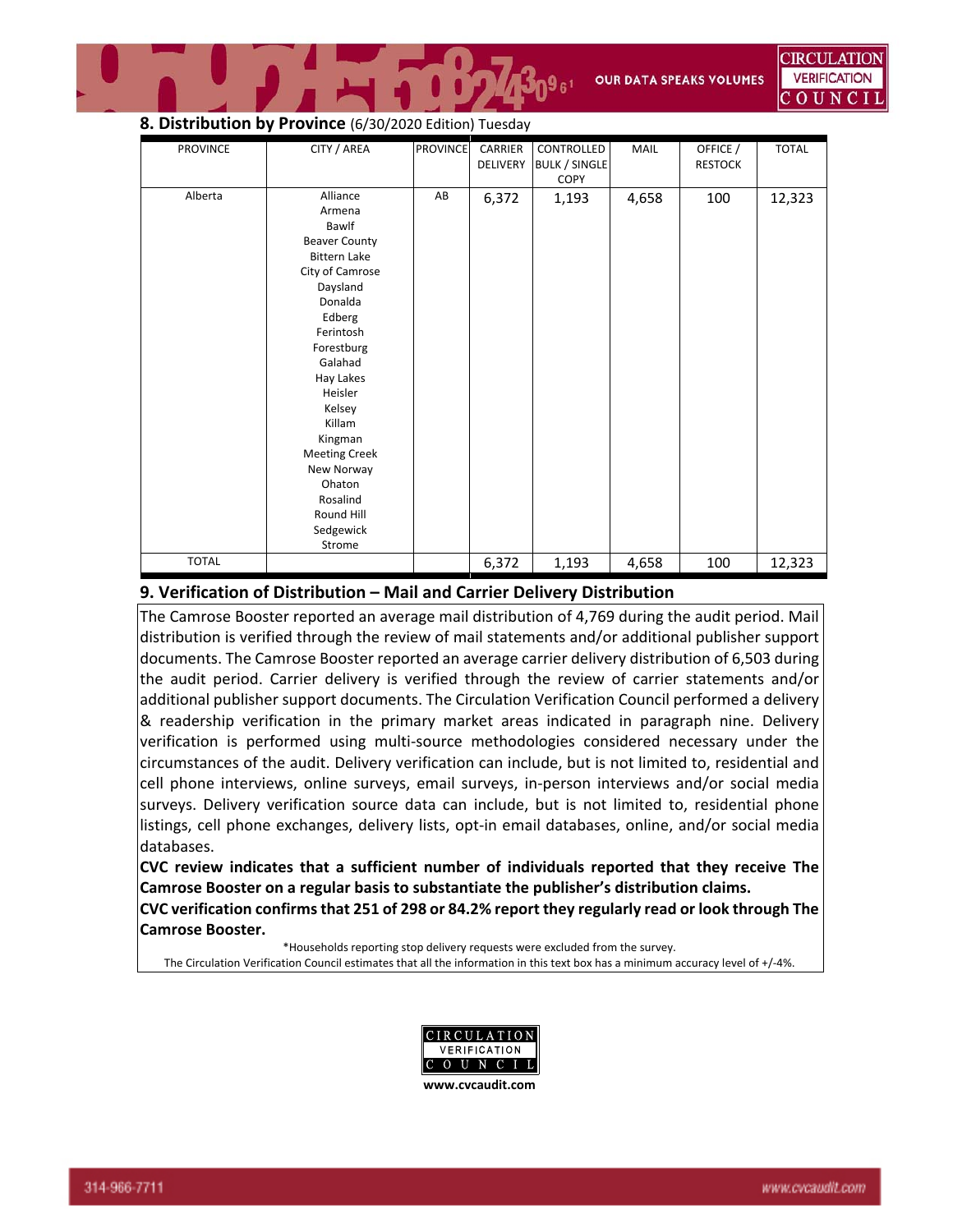## 8. Distribution by Province (6/30/2020 Edition) Tuesday

| PROVINCE | CITY / AREA | PROVINCE | CARRIER DELIVERY | CONTROLLED BULK / SINGLE COPY | MAIL | OFFICE / RESTOCK | TOTAL |
|---|---|---|---|---|---|---|---|
| Alberta | Alliance<br>Armena<br>Bawlf<br>Beaver County<br>Bittern Lake<br>City of Camrose<br>Daysland<br>Donalda<br>Edberg<br>Ferintosh<br>Forestburg<br>Galahad<br>Hay Lakes<br>Heisler<br>Kelsey<br>Killam<br>Kingman<br>Meeting Creek<br>New Norway<br>Ohaton<br>Rosalind<br>Round Hill<br>Sedgewick<br>Strome | AB | 6,372 | 1,193 | 4,658 | 100 | 12,323 |
| TOTAL | | | 6,372 | 1,193 | 4,658 | 100 | 12,323 |

## 9. Verification of Distribution – Mail and Carrier Delivery Distribution

The Camrose Booster reported an average mail distribution of 4,769 during the audit period. Mail distribution is verified through the review of mail statements and/or additional publisher support documents. The Camrose Booster reported an average carrier delivery distribution of 6,503 during the audit period. Carrier delivery is verified through the review of carrier statements and/or additional publisher support documents. The Circulation Verification Council performed a delivery & readership verification in the primary market areas indicated in paragraph nine. Delivery verification is performed using multi-source methodologies considered necessary under the circumstances of the audit. Delivery verification can include, but is not limited to, residential and cell phone interviews, online surveys, email surveys, in-person interviews and/or social media surveys. Delivery verification source data can include, but is not limited to, residential phone listings, cell phone exchanges, delivery lists, opt-in email databases, online, and/or social media databases.

**CVC review indicates that a sufficient number of individuals reported that they receive The Camrose Booster on a regular basis to substantiate the publisher's distribution claims.**

**CVC verification confirms that 251 of 298 or 84.2% report they regularly read or look through The Camrose Booster.**

*Households reporting stop delivery requests were excluded from the survey.

The Circulation Verification Council estimates that all the information in this text box has a minimum accuracy level of +/-4%.

CIRCULATION VERIFICATION COUNCIL

www.cvcaudit.com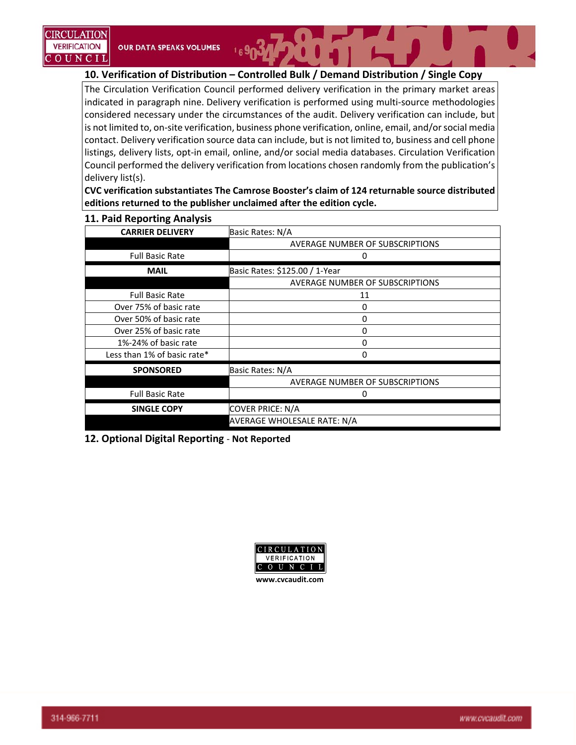## 10. Verification of Distribution – Controlled Bulk / Demand Distribution / Single Copy

The Circulation Verification Council performed delivery verification in the primary market areas indicated in paragraph nine. Delivery verification is performed using multi-source methodologies considered necessary under the circumstances of the audit. Delivery verification can include, but is not limited to, on-site verification, business phone verification, online, email, and/or social media contact. Delivery verification source data can include, but is not limited to, business and cell phone listings, delivery lists, opt-in email, online, and/or social media databases. Circulation Verification Council performed the delivery verification from locations chosen randomly from the publication's delivery list(s).

**CVC verification substantiates The Camrose Booster's claim of 124 returnable source distributed editions returned to the publisher unclaimed after the edition cycle.**

## 11. Paid Reporting Analysis

| CARRIER DELIVERY | Basic Rates: N/A |
|---|---|
| | AVERAGE NUMBER OF SUBSCRIPTIONS |
| Full Basic Rate | 0 |
| **MAIL** | Basic Rates: $125.00 / 1-Year |
| | AVERAGE NUMBER OF SUBSCRIPTIONS |
| Full Basic Rate | 11 |
| Over 75% of basic rate | 0 |
| Over 50% of basic rate | 0 |
| Over 25% of basic rate | 0 |
| 1%-24% of basic rate | 0 |
| Less than 1% of basic rate* | 0 |
| **SPONSORED** | Basic Rates: N/A |
| | AVERAGE NUMBER OF SUBSCRIPTIONS |
| Full Basic Rate | 0 |
| **SINGLE COPY** | COVER PRICE: N/A |
| | AVERAGE WHOLESALE RATE: N/A |

## 12. Optional Digital Reporting - Not Reported

CIRCULATION VERIFICATION COUNCIL
www.cvcaudit.com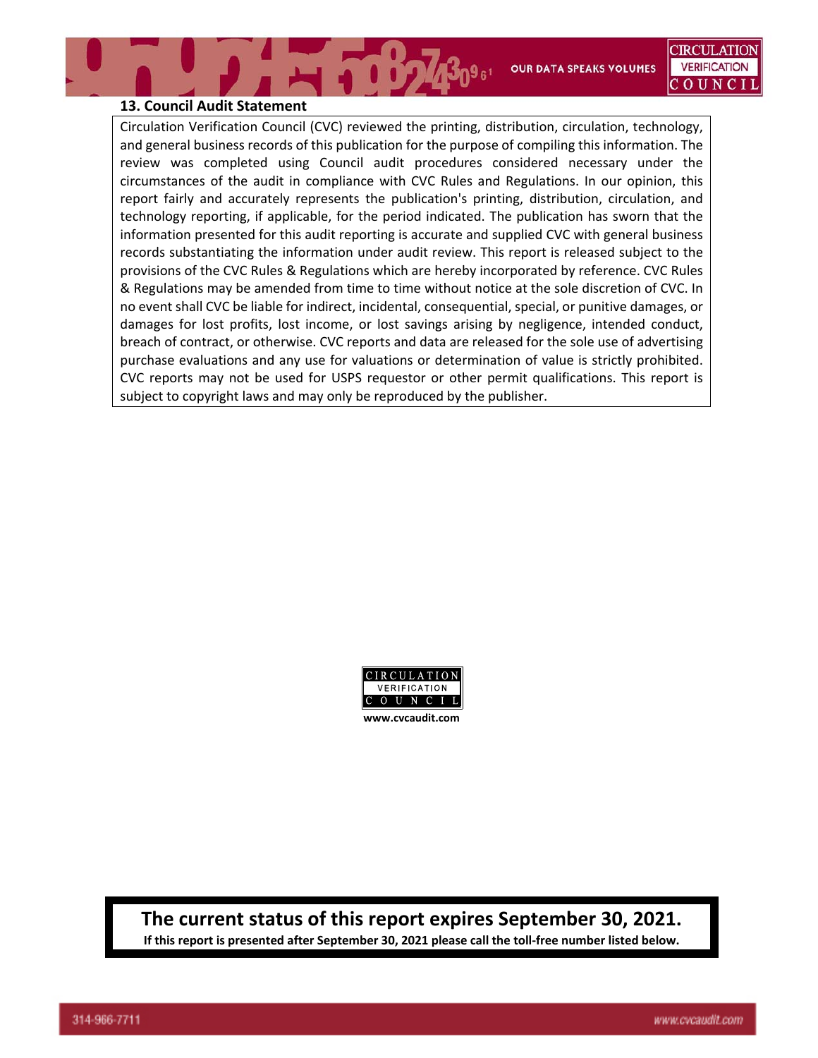## 13. Council Audit Statement

Circulation Verification Council (CVC) reviewed the printing, distribution, circulation, technology, and general business records of this publication for the purpose of compiling this information. The review was completed using Council audit procedures considered necessary under the circumstances of the audit in compliance with CVC Rules and Regulations. In our opinion, this report fairly and accurately represents the publication's printing, distribution, circulation, and technology reporting, if applicable, for the period indicated. The publication has sworn that the information presented for this audit reporting is accurate and supplied CVC with general business records substantiating the information under audit review. This report is released subject to the provisions of the CVC Rules & Regulations which are hereby incorporated by reference. CVC Rules & Regulations may be amended from time to time without notice at the sole discretion of CVC. In no event shall CVC be liable for indirect, incidental, consequential, special, or punitive damages, or damages for lost profits, lost income, or lost savings arising by negligence, intended conduct, breach of contract, or otherwise. CVC reports and data are released for the sole use of advertising purchase evaluations and any use for valuations or determination of value is strictly prohibited. CVC reports may not be used for USPS requestor or other permit qualifications. This report is subject to copyright laws and may only be reproduced by the publisher.

CIRCULATION VERIFICATION COUNCIL

**www.cvcaudit.com**

**The current status of this report expires September 30, 2021.**

**If this report is presented after September 30, 2021 please call the toll-free number listed below.**

314-966-7711

www.cvcaudit.com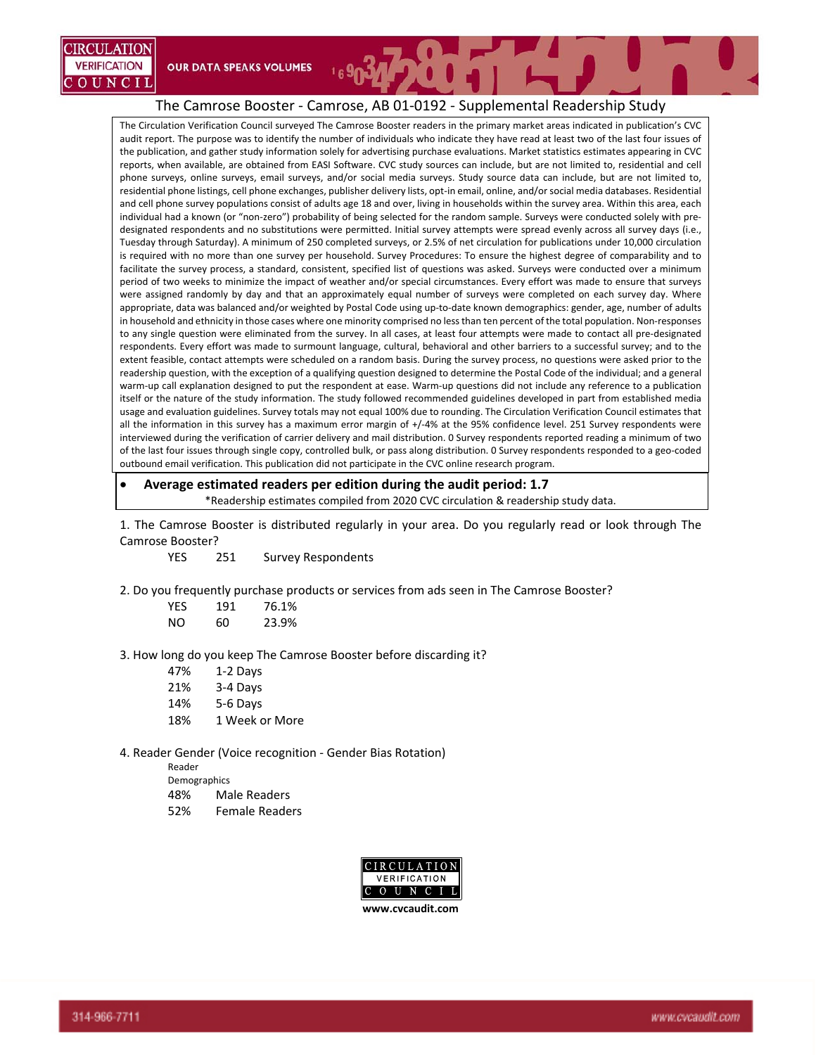## The Camrose Booster - Camrose, AB 01-0192 - Supplemental Readership Study

The Circulation Verification Council surveyed The Camrose Booster readers in the primary market areas indicated in publication's CVC audit report. The purpose was to identify the number of individuals who indicate they have read at least two of the last four issues of the publication, and gather study information solely for advertising purchase evaluations. Market statistics estimates appearing in CVC reports, when available, are obtained from EASI Software. CVC study sources can include, but are not limited to, residential and cell phone surveys, online surveys, email surveys, and/or social media surveys. Study source data can include, but are not limited to, residential phone listings, cell phone exchanges, publisher delivery lists, opt-in email, online, and/or social media databases. Residential and cell phone survey populations consist of adults age 18 and over, living in households within the survey area. Within this area, each individual had a known (or "non-zero") probability of being selected for the random sample. Surveys were conducted solely with pre-designated respondents and no substitutions were permitted. Initial survey attempts were spread evenly across all survey days (i.e., Tuesday through Saturday). A minimum of 250 completed surveys, or 2.5% of net circulation for publications under 10,000 circulation is required with no more than one survey per household. Survey Procedures: To ensure the highest degree of comparability and to facilitate the survey process, a standard, consistent, specified list of questions was asked. Surveys were conducted over a minimum period of two weeks to minimize the impact of weather and/or special circumstances. Every effort was made to ensure that surveys were assigned randomly by day and that an approximately equal number of surveys were completed on each survey day. Where appropriate, data was balanced and/or weighted by Postal Code using up-to-date known demographics: gender, age, number of adults in household and ethnicity in those cases where one minority comprised no less than ten percent of the total population. Non-responses to any single question were eliminated from the survey. In all cases, at least four attempts were made to contact all pre-designated respondents. Every effort was made to surmount language, cultural, behavioral and other barriers to a successful survey; and to the extent feasible, contact attempts were scheduled on a random basis. During the survey process, no questions were asked prior to the readership question, with the exception of a qualifying question designed to determine the Postal Code of the individual; and a general warm-up call explanation designed to put the respondent at ease. Warm-up questions did not include any reference to a publication itself or the nature of the study information. The study followed recommended guidelines developed in part from established media usage and evaluation guidelines. Survey totals may not equal 100% due to rounding. The Circulation Verification Council estimates that all the information in this survey has a maximum error margin of +/-4% at the 95% confidence level. 251 Survey respondents were interviewed during the verification of carrier delivery and mail distribution. 0 Survey respondents reported reading a minimum of two of the last four issues through single copy, controlled bulk, or pass along distribution. 0 Survey respondents responded to a geo-coded outbound email verification. This publication did not participate in the CVC online research program.

- **Average estimated readers per edition during the audit period: 1.7**

*Readership estimates compiled from 2020 CVC circulation & readership study data.

1. The Camrose Booster is distributed regularly in your area. Do you regularly read or look through The Camrose Booster?

| YES | 251 | Survey Respondents |
|---|---|---|

2. Do you frequently purchase products or services from ads seen in The Camrose Booster?

| | | |
|---|---|---|
| YES | 191 | 76.1% |
| NO | 60 | 23.9% |

3. How long do you keep The Camrose Booster before discarding it?

| | |
|---|---|
| 47% | 1-2 Days |
| 21% | 3-4 Days |
| 14% | 5-6 Days |
| 18% | 1 Week or More |

4. Reader Gender (Voice recognition - Gender Bias Rotation)

Reader Demographics

| | |
|---|---|
| 48% | Male Readers |
| 52% | Female Readers |

www.cvcaudit.com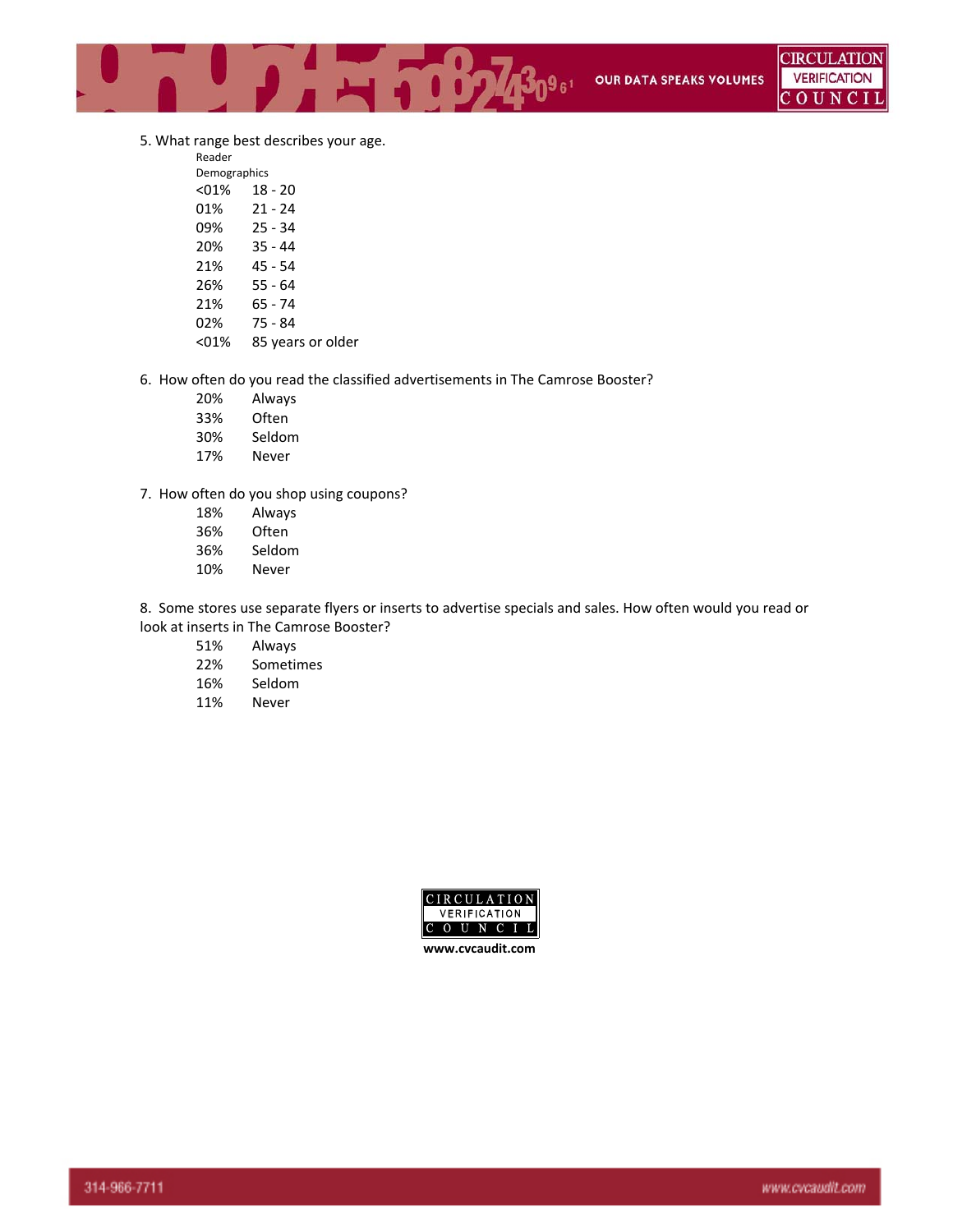5. What range best describes your age.

| Reader Demographics | |
|---|---|
| <01% | 18 - 20 |
| 01% | 21 - 24 |
| 09% | 25 - 34 |
| 20% | 35 - 44 |
| 21% | 45 - 54 |
| 26% | 55 - 64 |
| 21% | 65 - 74 |
| 02% | 75 - 84 |
| <01% | 85 years or older |

6. How often do you read the classified advertisements in The Camrose Booster?

| | |
|---|---|
| 20% | Always |
| 33% | Often |
| 30% | Seldom |
| 17% | Never |

7. How often do you shop using coupons?

| | |
|---|---|
| 18% | Always |
| 36% | Often |
| 36% | Seldom |
| 10% | Never |

8. Some stores use separate flyers or inserts to advertise specials and sales. How often would you read or look at inserts in The Camrose Booster?

| | |
|---|---|
| 51% | Always |
| 22% | Sometimes |
| 16% | Seldom |
| 11% | Never |

CIRCULATION VERIFICATION COUNCIL

www.cvcaudit.com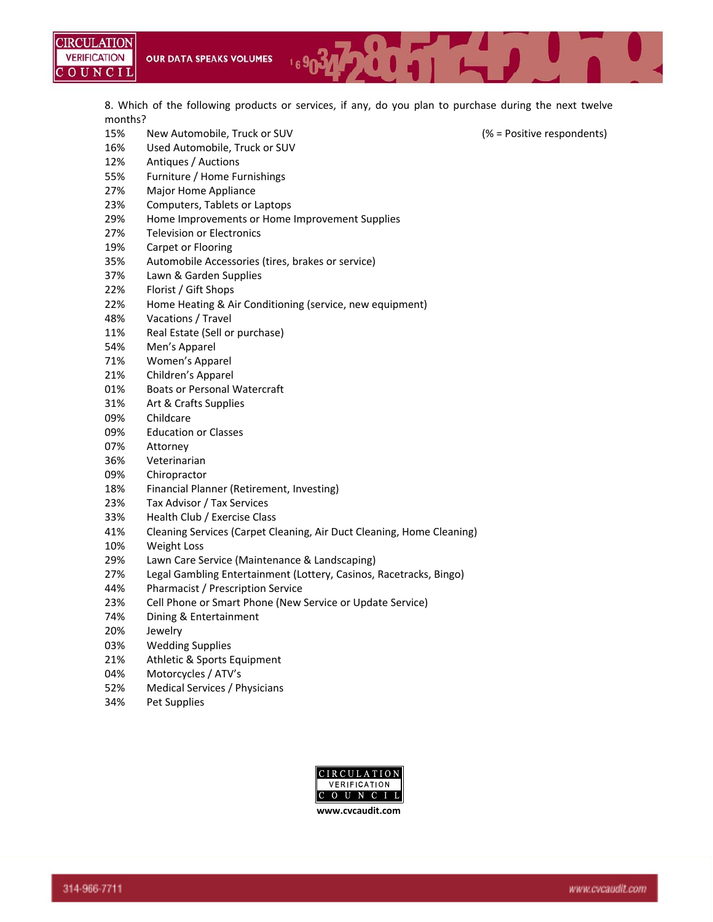8. Which of the following products or services, if any, do you plan to purchase during the next twelve months?

(% = Positive respondents)

| | |
|---|---|
| 15% | New Automobile, Truck or SUV |
| 16% | Used Automobile, Truck or SUV |
| 12% | Antiques / Auctions |
| 55% | Furniture / Home Furnishings |
| 27% | Major Home Appliance |
| 23% | Computers, Tablets or Laptops |
| 29% | Home Improvements or Home Improvement Supplies |
| 27% | Television or Electronics |
| 19% | Carpet or Flooring |
| 35% | Automobile Accessories (tires, brakes or service) |
| 37% | Lawn & Garden Supplies |
| 22% | Florist / Gift Shops |
| 22% | Home Heating & Air Conditioning (service, new equipment) |
| 48% | Vacations / Travel |
| 11% | Real Estate (Sell or purchase) |
| 54% | Men's Apparel |
| 71% | Women's Apparel |
| 21% | Children's Apparel |
| 01% | Boats or Personal Watercraft |
| 31% | Art & Crafts Supplies |
| 09% | Childcare |
| 09% | Education or Classes |
| 07% | Attorney |
| 36% | Veterinarian |
| 09% | Chiropractor |
| 18% | Financial Planner (Retirement, Investing) |
| 23% | Tax Advisor / Tax Services |
| 33% | Health Club / Exercise Class |
| 41% | Cleaning Services (Carpet Cleaning, Air Duct Cleaning, Home Cleaning) |
| 10% | Weight Loss |
| 29% | Lawn Care Service (Maintenance & Landscaping) |
| 27% | Legal Gambling Entertainment (Lottery, Casinos, Racetracks, Bingo) |
| 44% | Pharmacist / Prescription Service |
| 23% | Cell Phone or Smart Phone (New Service or Update Service) |
| 74% | Dining & Entertainment |
| 20% | Jewelry |
| 03% | Wedding Supplies |
| 21% | Athletic & Sports Equipment |
| 04% | Motorcycles / ATV's |
| 52% | Medical Services / Physicians |
| 34% | Pet Supplies |

CIRCULATION VERIFICATION COUNCIL

www.cvcaudit.com